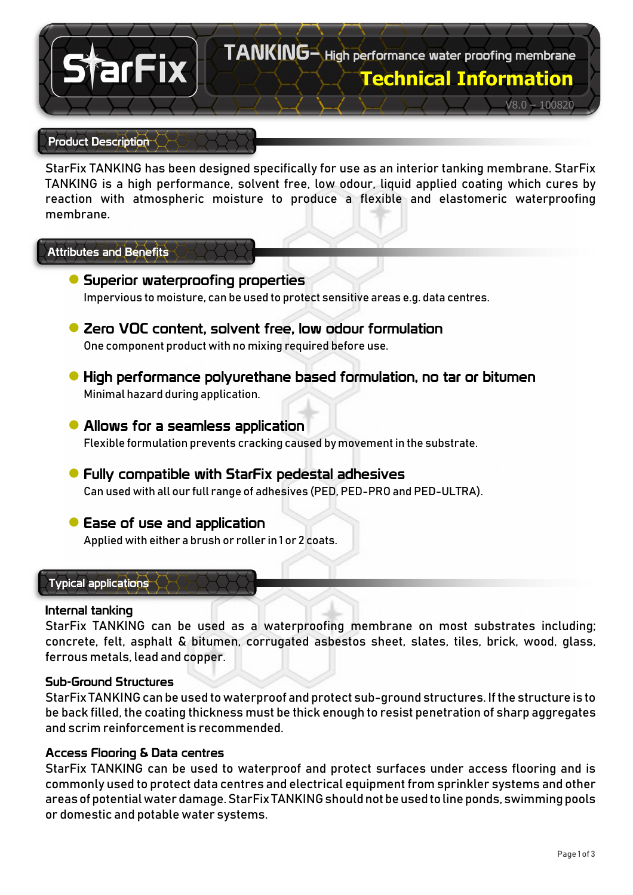# StarFix TANKING– High performance water proofing membrane

## Technical Information

V8.0 – 100820

## Product Description

StarFix TANKING has been designed specifically for use as an interior tanking membrane. StarFix TANKING is a high performance, solvent free, low odour, liquid applied coating which cures by reaction with atmospheric moisture to produce a flexible and elastomeric waterproofing membrane.

## Attributes and Benefits

- **Superior waterproofing properties**
  Impervious to moisture, can be used to protect sensitive areas e.g. data centres.

- **Zero VOC content, solvent free, low odour formulation**
  One component product with no mixing required before use.

- **High performance polyurethane based formulation, no tar or bitumen**
  Minimal hazard during application.

- **Allows for a seamless application**
  Flexible formulation prevents cracking caused by movement in the substrate.

- **Fully compatible with StarFix pedestal adhesives**
  Can used with all our full range of adhesives (PED, PED-PRO and PED-ULTRA).

- **Ease of use and application**
  Applied with either a brush or roller in 1 or 2 coats.

## Typical applications

### Internal tanking

StarFix TANKING can be used as a waterproofing membrane on most substrates including; concrete, felt, asphalt & bitumen, corrugated asbestos sheet, slates, tiles, brick, wood, glass, ferrous metals, lead and copper.

### Sub-Ground Structures

StarFix TANKING can be used to waterproof and protect sub-ground structures. If the structure is to be back filled, the coating thickness must be thick enough to resist penetration of sharp aggregates and scrim reinforcement is recommended.

### Access Flooring & Data centres

StarFix TANKING can be used to waterproof and protect surfaces under access flooring and is commonly used to protect data centres and electrical equipment from sprinkler systems and other areas of potential water damage. StarFix TANKING should not be used to line ponds, swimming pools or domestic and potable water systems.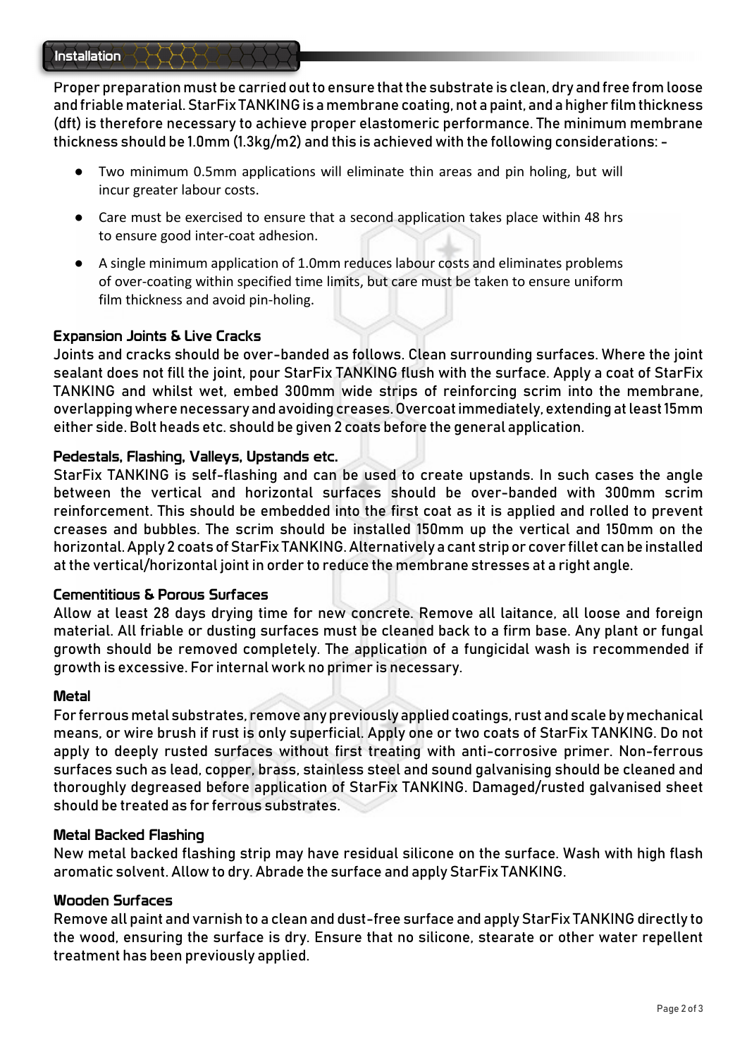## Installation

Proper preparation must be carried out to ensure that the substrate is clean, dry and free from loose and friable material. StarFix TANKING is a membrane coating, not a paint, and a higher film thickness (dft) is therefore necessary to achieve proper elastomeric performance. The minimum membrane thickness should be 1.0mm (1.3kg/m2) and this is achieved with the following considerations: -

- Two minimum 0.5mm applications will eliminate thin areas and pin holing, but will incur greater labour costs.
- Care must be exercised to ensure that a second application takes place within 48 hrs to ensure good inter-coat adhesion.
- A single minimum application of 1.0mm reduces labour costs and eliminates problems of over-coating within specified time limits, but care must be taken to ensure uniform film thickness and avoid pin-holing.

### Expansion Joints & Live Cracks

Joints and cracks should be over-banded as follows. Clean surrounding surfaces. Where the joint sealant does not fill the joint, pour StarFix TANKING flush with the surface. Apply a coat of StarFix TANKING and whilst wet, embed 300mm wide strips of reinforcing scrim into the membrane, overlapping where necessary and avoiding creases. Overcoat immediately, extending at least 15mm either side. Bolt heads etc. should be given 2 coats before the general application.

### Pedestals, Flashing, Valleys, Upstands etc.

StarFix TANKING is self-flashing and can be used to create upstands. In such cases the angle between the vertical and horizontal surfaces should be over-banded with 300mm scrim reinforcement. This should be embedded into the first coat as it is applied and rolled to prevent creases and bubbles. The scrim should be installed 150mm up the vertical and 150mm on the horizontal. Apply 2 coats of StarFix TANKING. Alternatively a cant strip or cover fillet can be installed at the vertical/horizontal joint in order to reduce the membrane stresses at a right angle.

### Cementitious & Porous Surfaces

Allow at least 28 days drying time for new concrete. Remove all laitance, all loose and foreign material. All friable or dusting surfaces must be cleaned back to a firm base. Any plant or fungal growth should be removed completely. The application of a fungicidal wash is recommended if growth is excessive. For internal work no primer is necessary.

### Metal

For ferrous metal substrates, remove any previously applied coatings, rust and scale by mechanical means, or wire brush if rust is only superficial. Apply one or two coats of StarFix TANKING. Do not apply to deeply rusted surfaces without first treating with anti-corrosive primer. Non-ferrous surfaces such as lead, copper, brass, stainless steel and sound galvanising should be cleaned and thoroughly degreased before application of StarFix TANKING. Damaged/rusted galvanised sheet should be treated as for ferrous substrates.

### Metal Backed Flashing

New metal backed flashing strip may have residual silicone on the surface. Wash with high flash aromatic solvent. Allow to dry. Abrade the surface and apply StarFix TANKING.

### Wooden Surfaces

Remove all paint and varnish to a clean and dust-free surface and apply StarFix TANKING directly to the wood, ensuring the surface is dry. Ensure that no silicone, stearate or other water repellent treatment has been previously applied.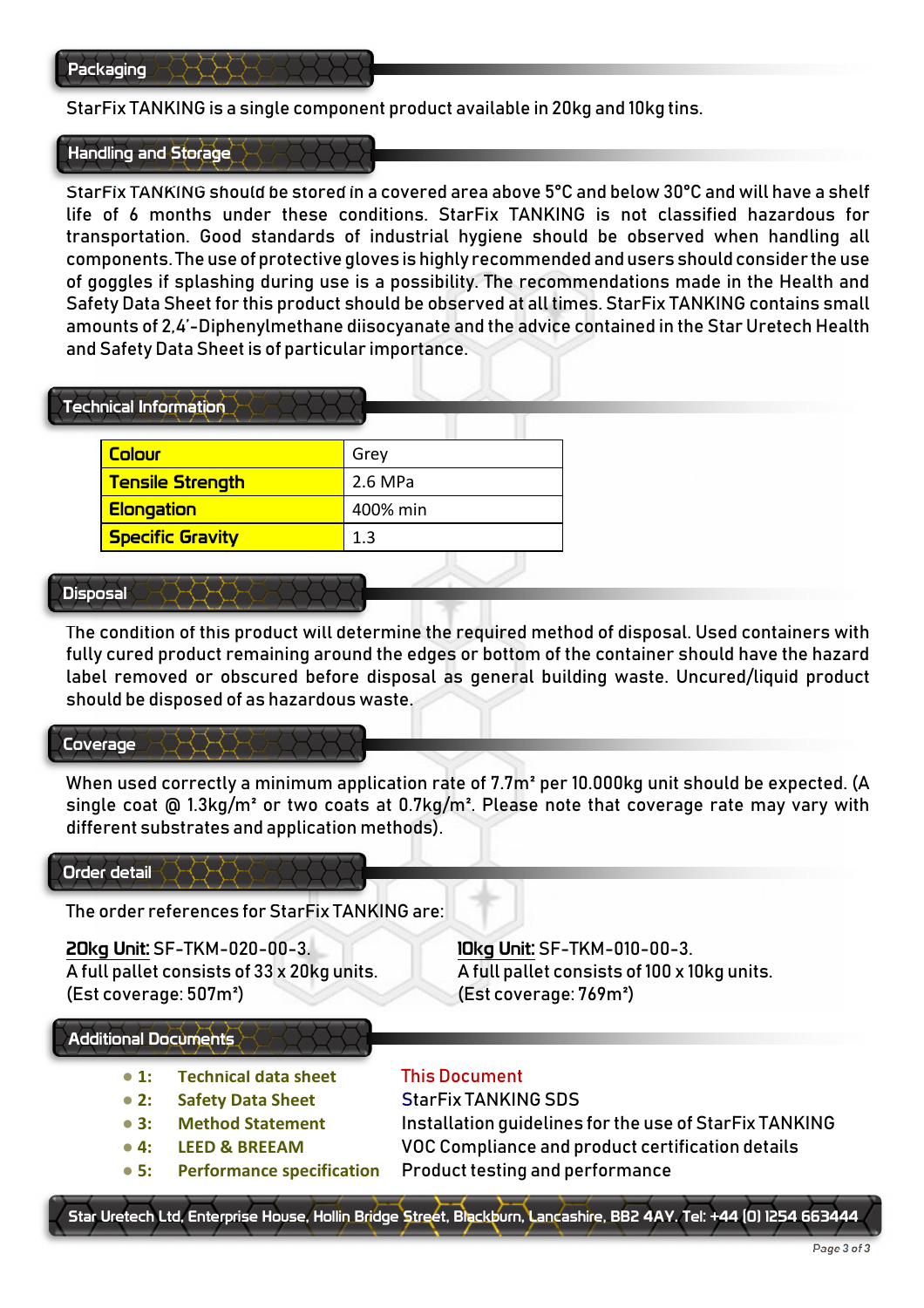## Packaging

StarFix TANKING is a single component product available in 20kg and 10kg tins.

## Handling and Storage

StarFix TANKING should be stored in a covered area above 5°C and below 30°C and will have a shelf life of 6 months under these conditions. StarFix TANKING is not classified hazardous for transportation. Good standards of industrial hygiene should be observed when handling all components. The use of protective gloves is highly recommended and users should consider the use of goggles if splashing during use is a possibility. The recommendations made in the Health and Safety Data Sheet for this product should be observed at all times. StarFix TANKING contains small amounts of 2,4'-Diphenylmethane diisocyanate and the advice contained in the Star Uretech Health and Safety Data Sheet is of particular importance.

## Technical Information

| | |
|---|---|
| **Colour** | Grey |
| **Tensile Strength** | 2.6 MPa |
| **Elongation** | 400% min |
| **Specific Gravity** | 1.3 |

## Disposal

The condition of this product will determine the required method of disposal. Used containers with fully cured product remaining around the edges or bottom of the container should have the hazard label removed or obscured before disposal as general building waste. Uncured/liquid product should be disposed of as hazardous waste.

## Coverage

When used correctly a minimum application rate of 7.7m² per 10.000kg unit should be expected. (A single coat @ 1.3kg/m² or two coats at 0.7kg/m². Please note that coverage rate may vary with different substrates and application methods).

## Order detail

The order references for StarFix TANKING are:

**20kg Unit:** SF-TKM-020-00-3.
A full pallet consists of 33 x 20kg units.
(Est coverage: 507m²)

**10kg Unit:** SF-TKM-010-00-3.
A full pallet consists of 100 x 10kg units.
(Est coverage: 769m²)

## Additional Documents

- 1: **Technical data sheet** — This Document
- 2: **Safety Data Sheet** — StarFix TANKING SDS
- 3: **Method Statement** — Installation guidelines for the use of StarFix TANKING
- 4: **LEED & BREEAM** — VOC Compliance and product certification details
- 5: **Performance specification** — Product testing and performance

Star Uretech Ltd, Enterprise House, Hollin Bridge Street, Blackburn, Lancashire, BB2 4AY. Tel: +44 (0) 1254 663444